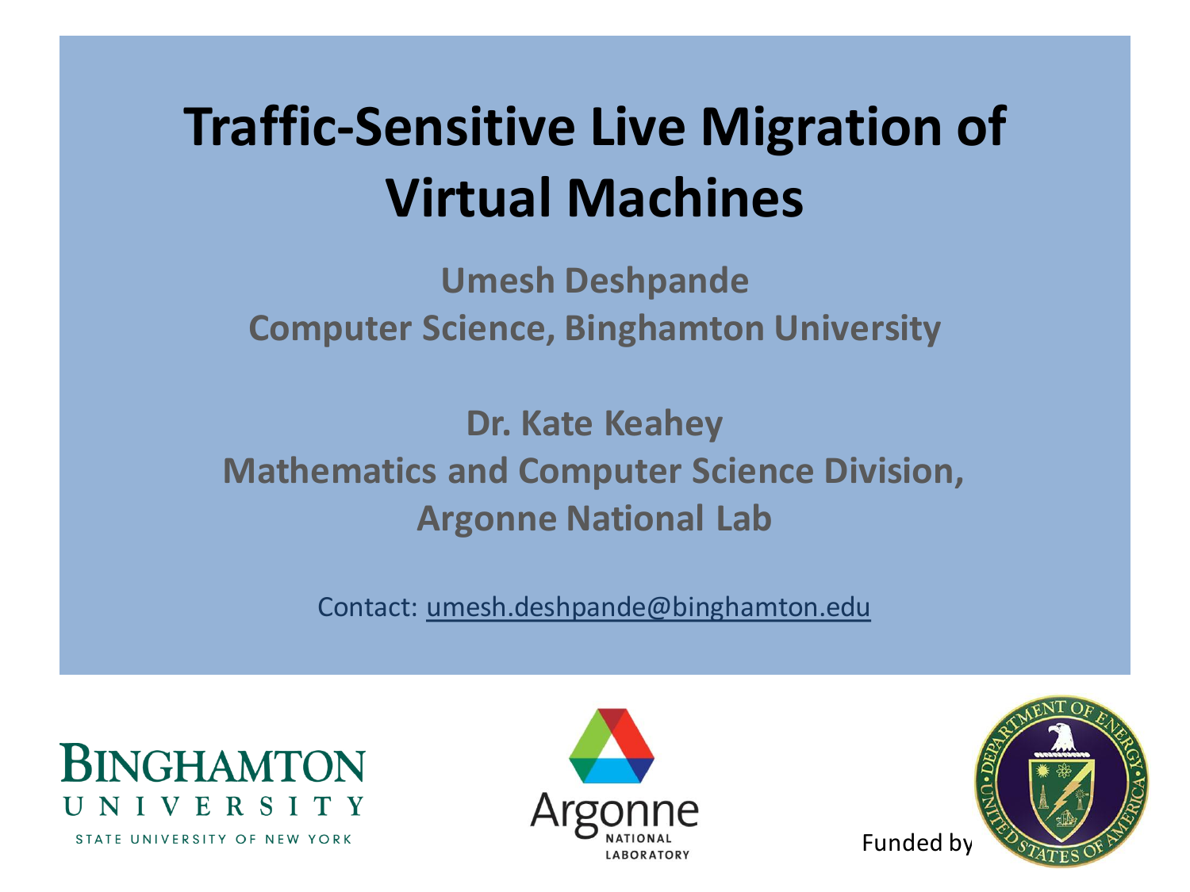# Traffic-Sensitive Live Migration of Virtual Machines

**Umesh Deshpande**
**Computer Science, Binghamton University**

**Dr. Kate Keahey**
**Mathematics and Computer Science Division, Argonne National Lab**

Contact: umesh.deshpande@binghamton.edu

Funded by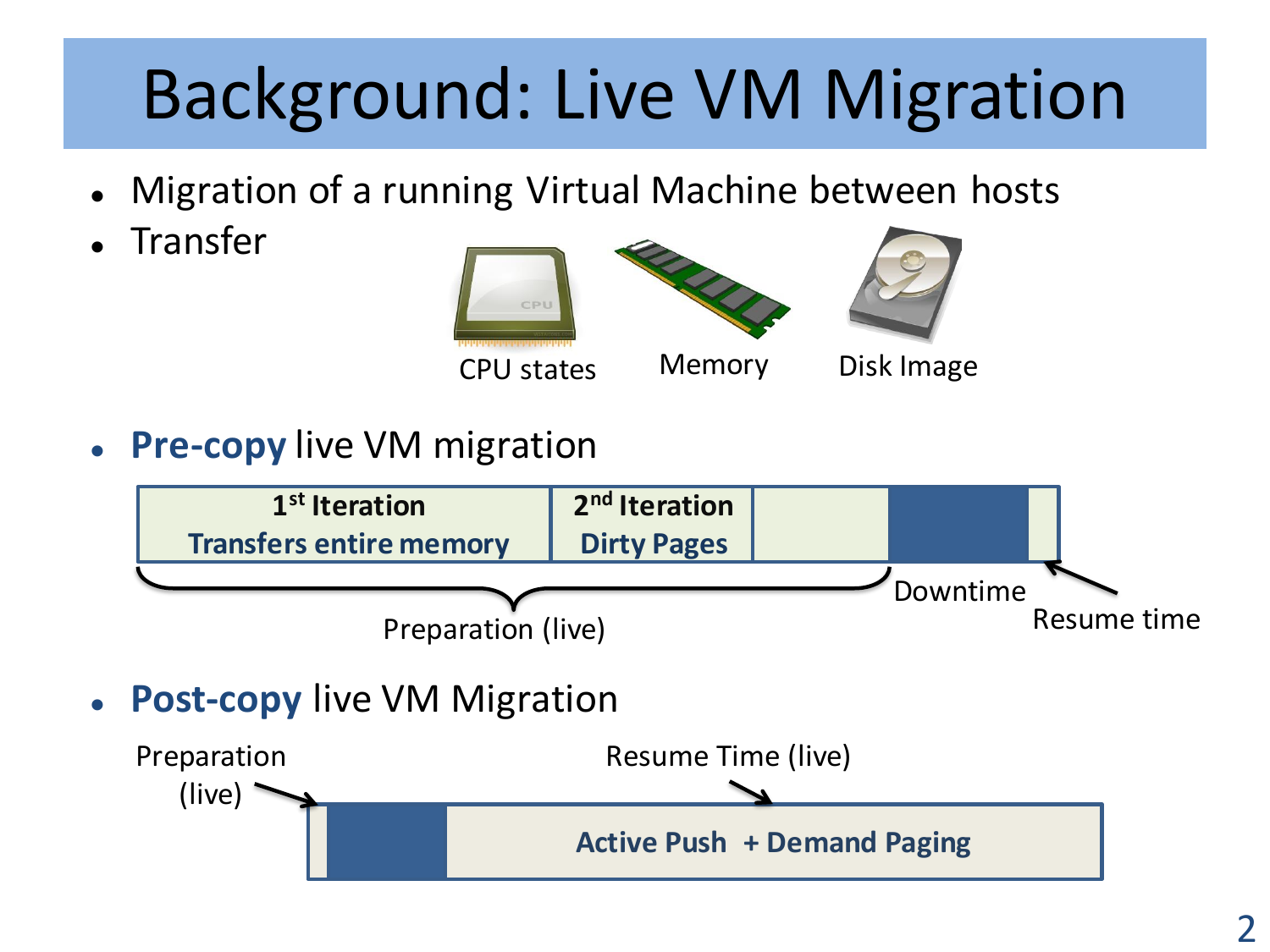# Background: Live VM Migration

- Migration of a running Virtual Machine between hosts
- Transfer

CPU states    Memory    Disk Image

- **Pre-copy** live VM migration

| **1st Iteration** **Transfers entire memory** | **2nd Iteration** **Dirty Pages** | | | |
| --- | --- | --- | --- | --- |

Preparation (live)    Downtime    Resume time

- **Post-copy** live VM Migration

Preparation (live)    Resume Time (live)

| | | **Active Push + Demand Paging** |
| --- | --- | --- |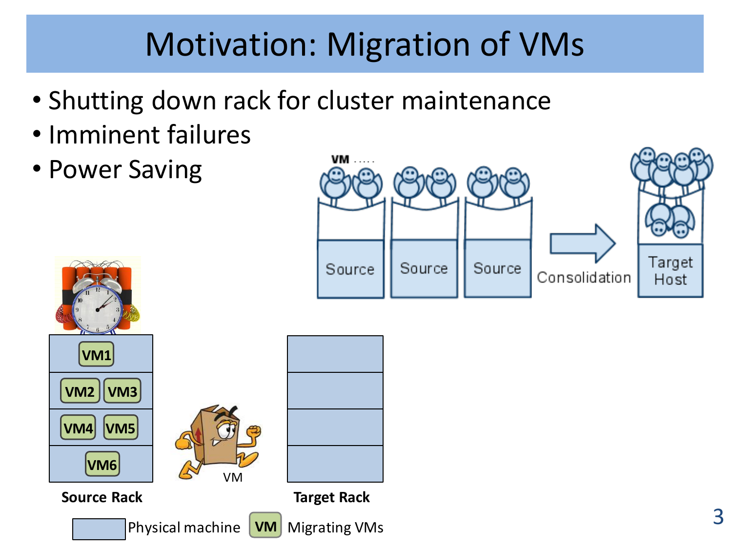# Motivation: Migration of VMs

- Shutting down rack for cluster maintenance
- Imminent failures
- Power Saving

VM .....

Source | Source | Source → Consolidation → Target Host

| Source Rack |
| --- |
| VM1 |
| VM2 VM3 |
| VM4 VM5 |
| VM6 |

VM

Target Rack

Physical machine — VM Migrating VMs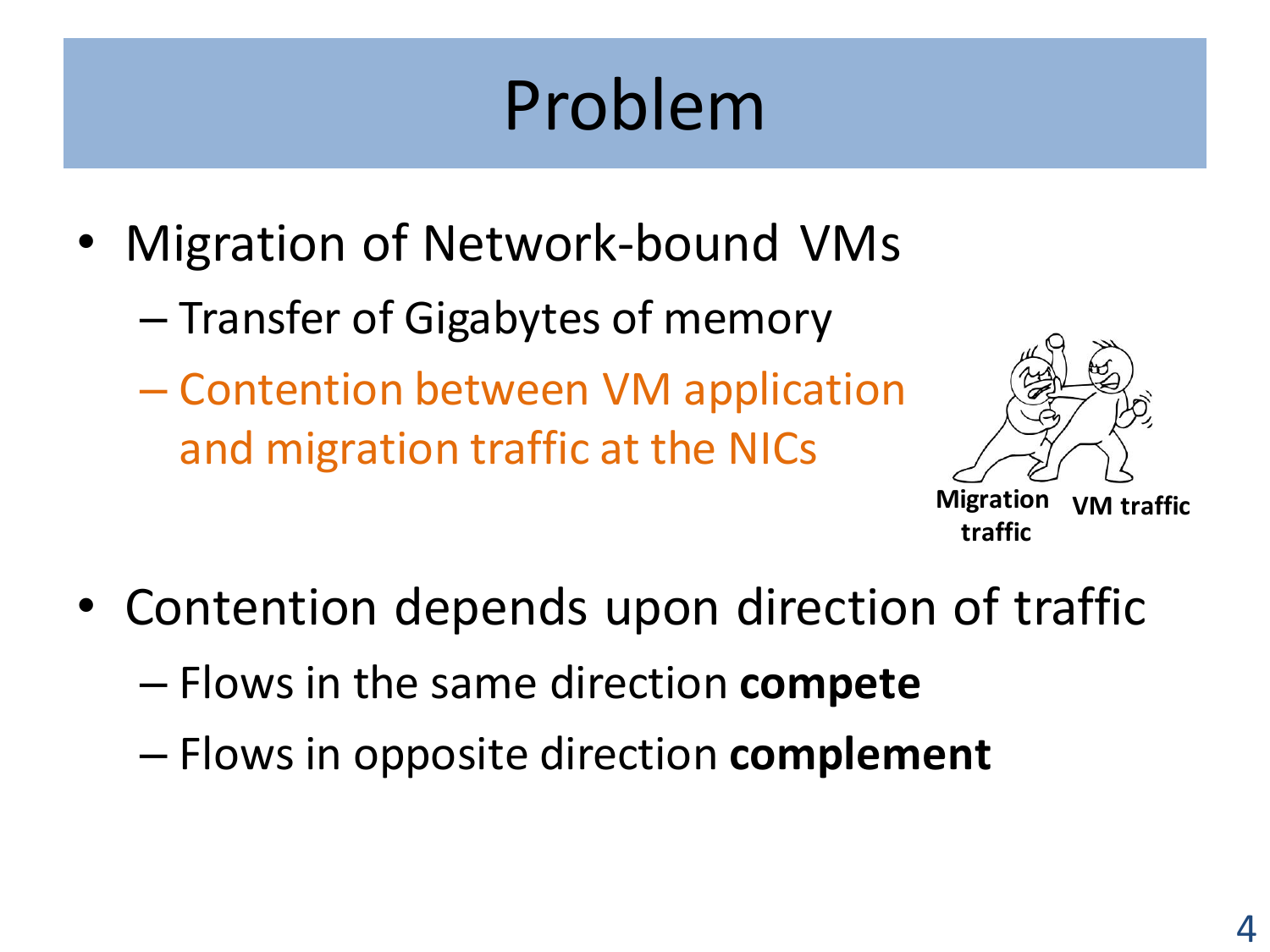# Problem

- Migration of Network-bound VMs
  - Transfer of Gigabytes of memory
  - Contention between VM application and migration traffic at the NICs

Migration traffic VM traffic

- Contention depends upon direction of traffic
  - Flows in the same direction **compete**
  - Flows in opposite direction **complement**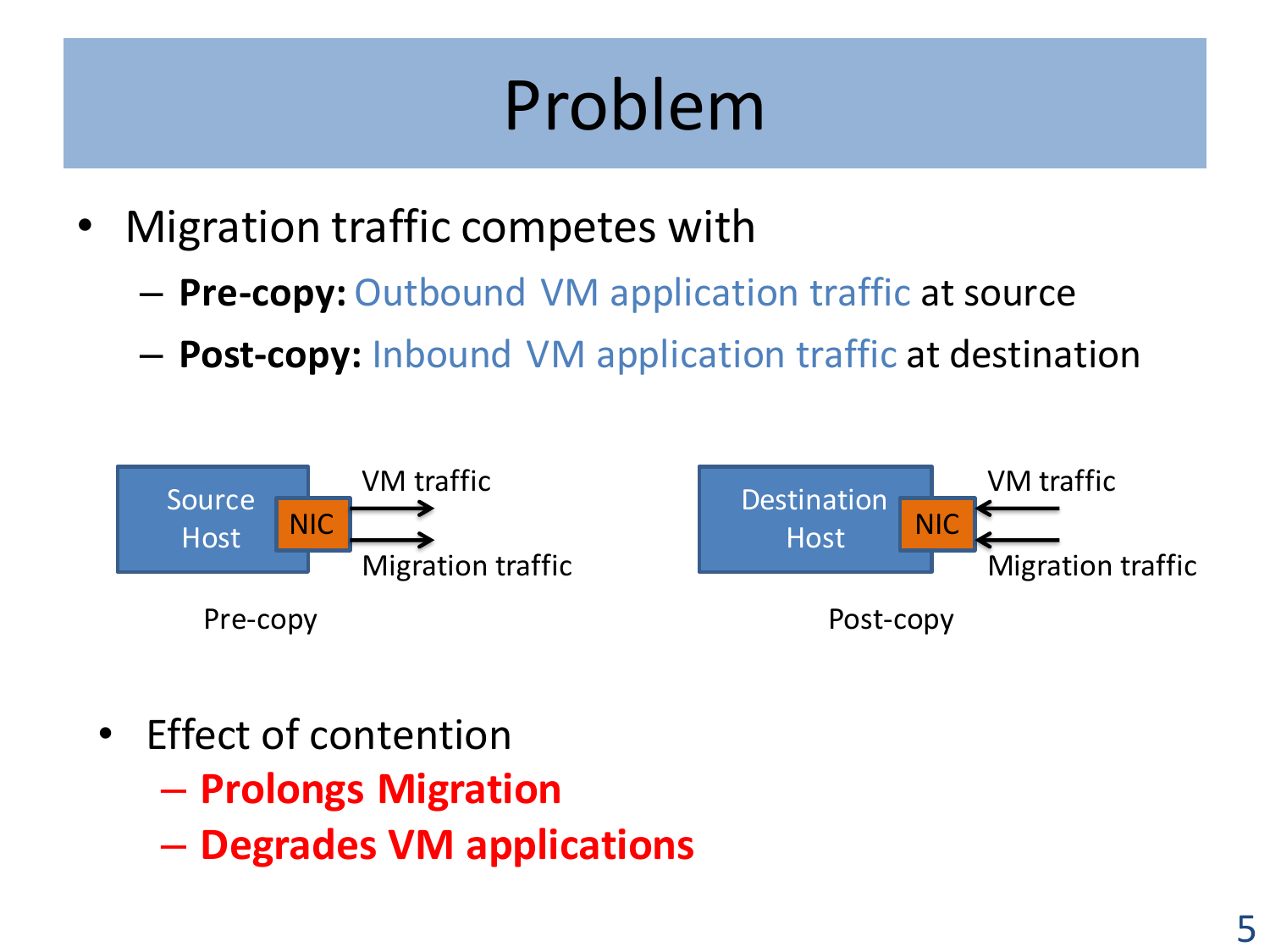# Problem

- Migration traffic competes with
  - **Pre-copy:** Outbound VM application traffic at source
  - **Post-copy:** Inbound VM application traffic at destination

Source Host — NIC → VM traffic, Migration traffic

Pre-copy

Destination Host — NIC ← VM traffic, Migration traffic

Post-copy

- Effect of contention
  - **Prolongs Migration**
  - **Degrades VM applications**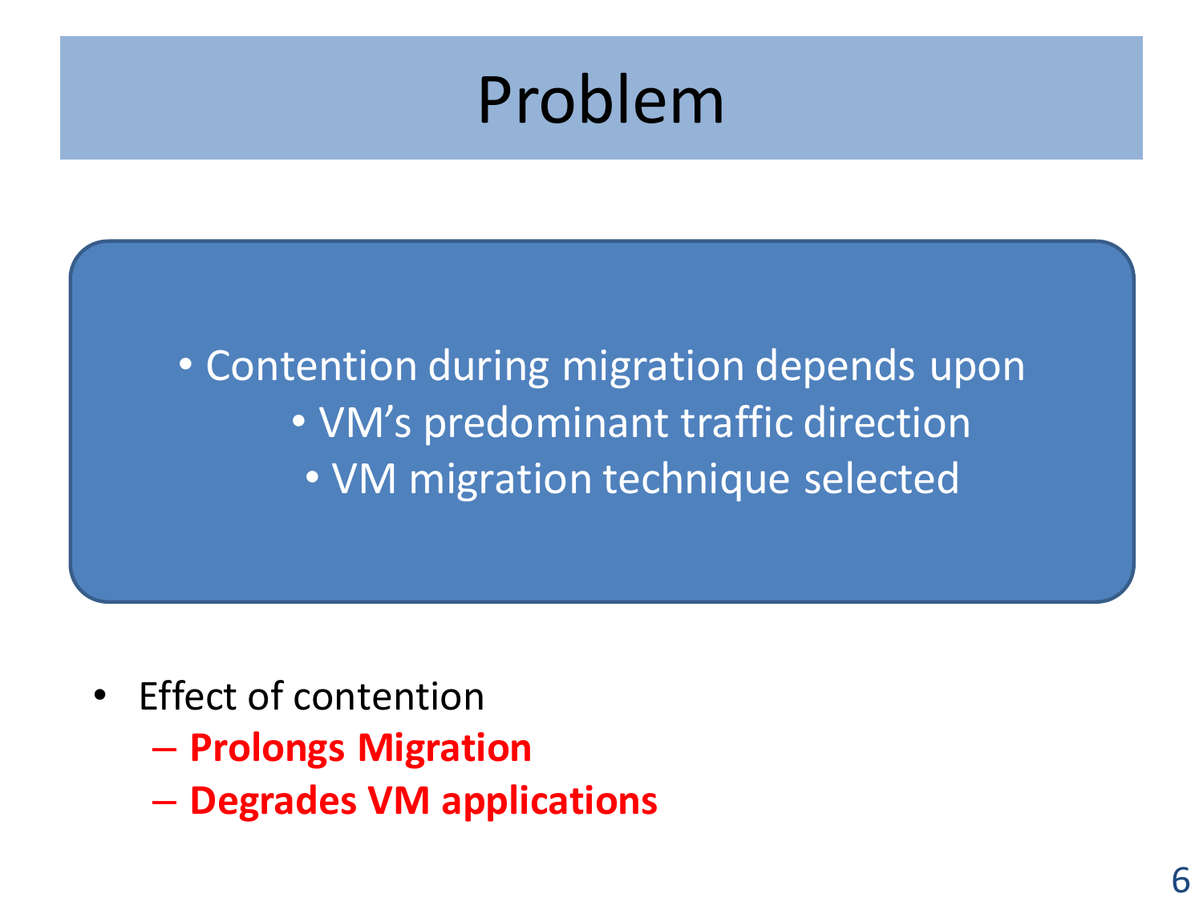# Problem

- Contention during migration depends upon
  - VM's predominant traffic direction
  - VM migration technique selected

- Effect of contention
  - **Prolongs Migration**
  - **Degrades VM applications**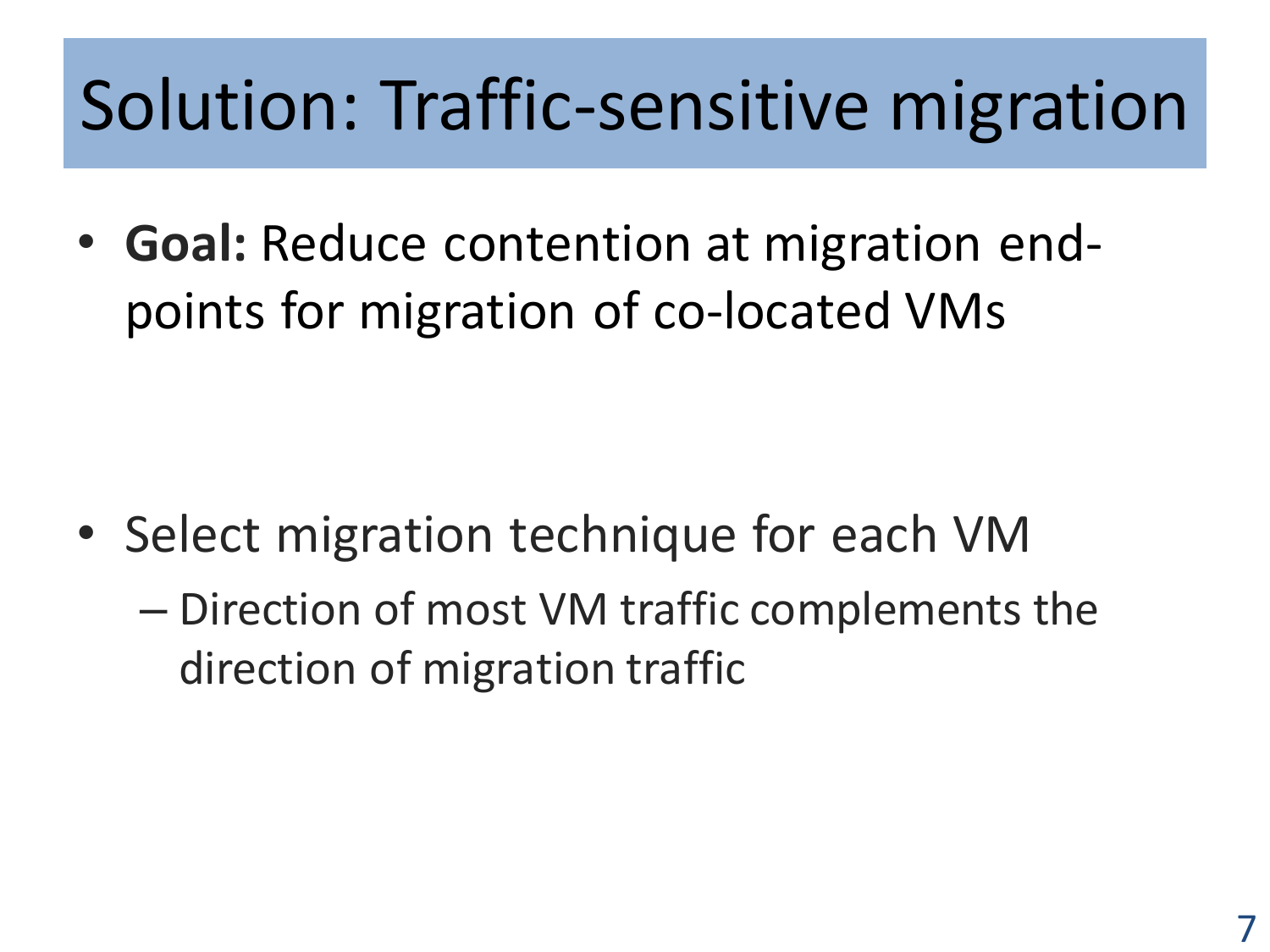# Solution: Traffic-sensitive migration

- **Goal:** Reduce contention at migration end-points for migration of co-located VMs

- Select migration technique for each VM
  - Direction of most VM traffic complements the direction of migration traffic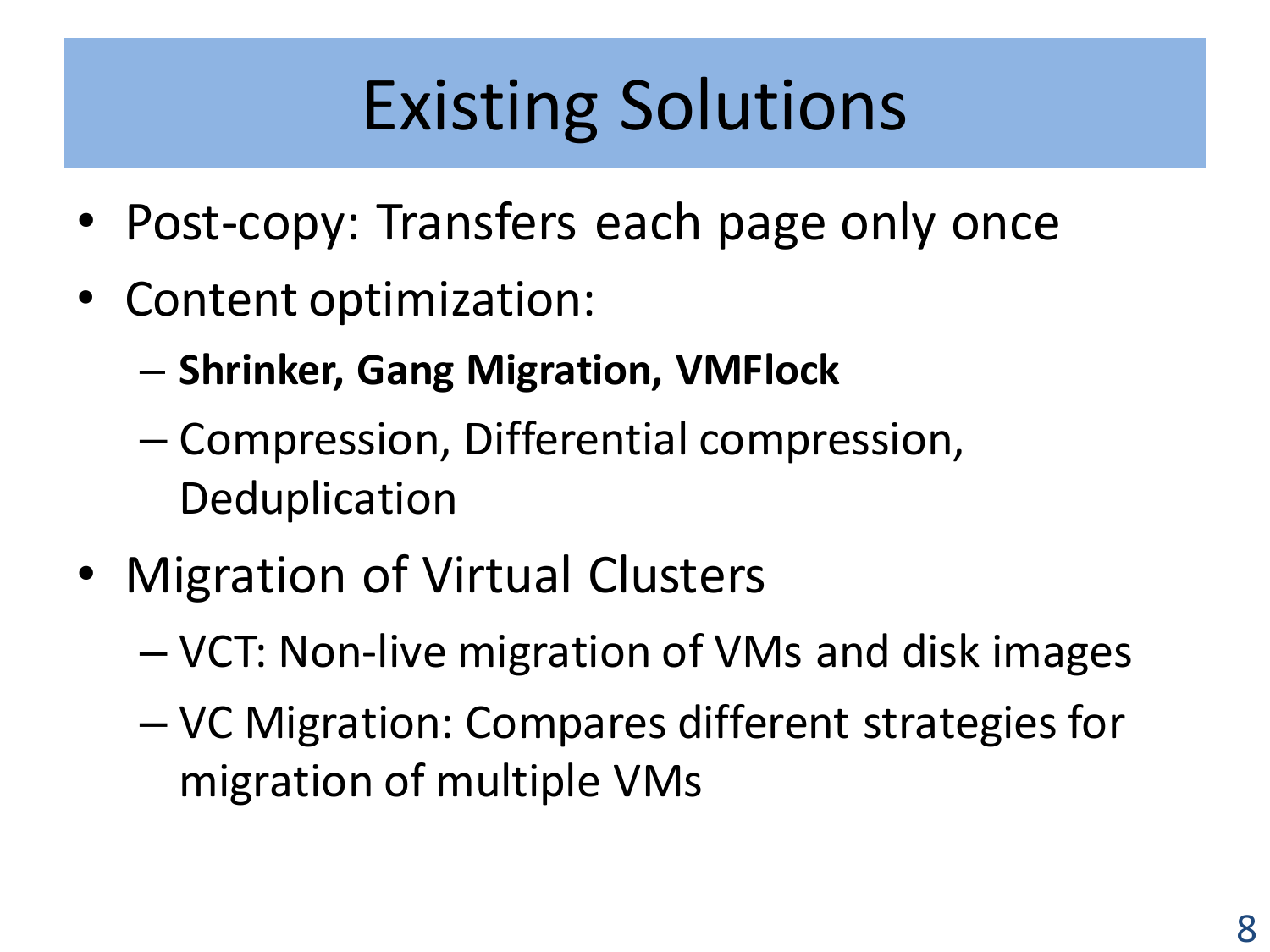# Existing Solutions

- Post-copy: Transfers each page only once
- Content optimization:
  - **Shrinker, Gang Migration, VMFlock**
  - Compression, Differential compression, Deduplication
- Migration of Virtual Clusters
  - VCT: Non-live migration of VMs and disk images
  - VC Migration: Compares different strategies for migration of multiple VMs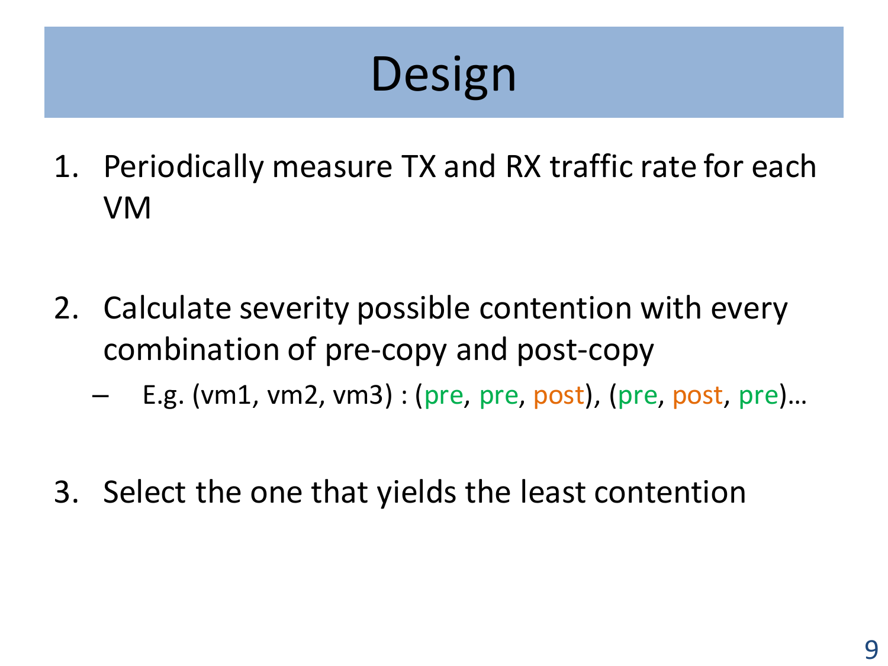# Design

1. Periodically measure TX and RX traffic rate for each VM

2. Calculate severity possible contention with every combination of pre-copy and post-copy
   - E.g. (vm1, vm2, vm3) : (pre, pre, post), (pre, post, pre)…

3. Select the one that yields the least contention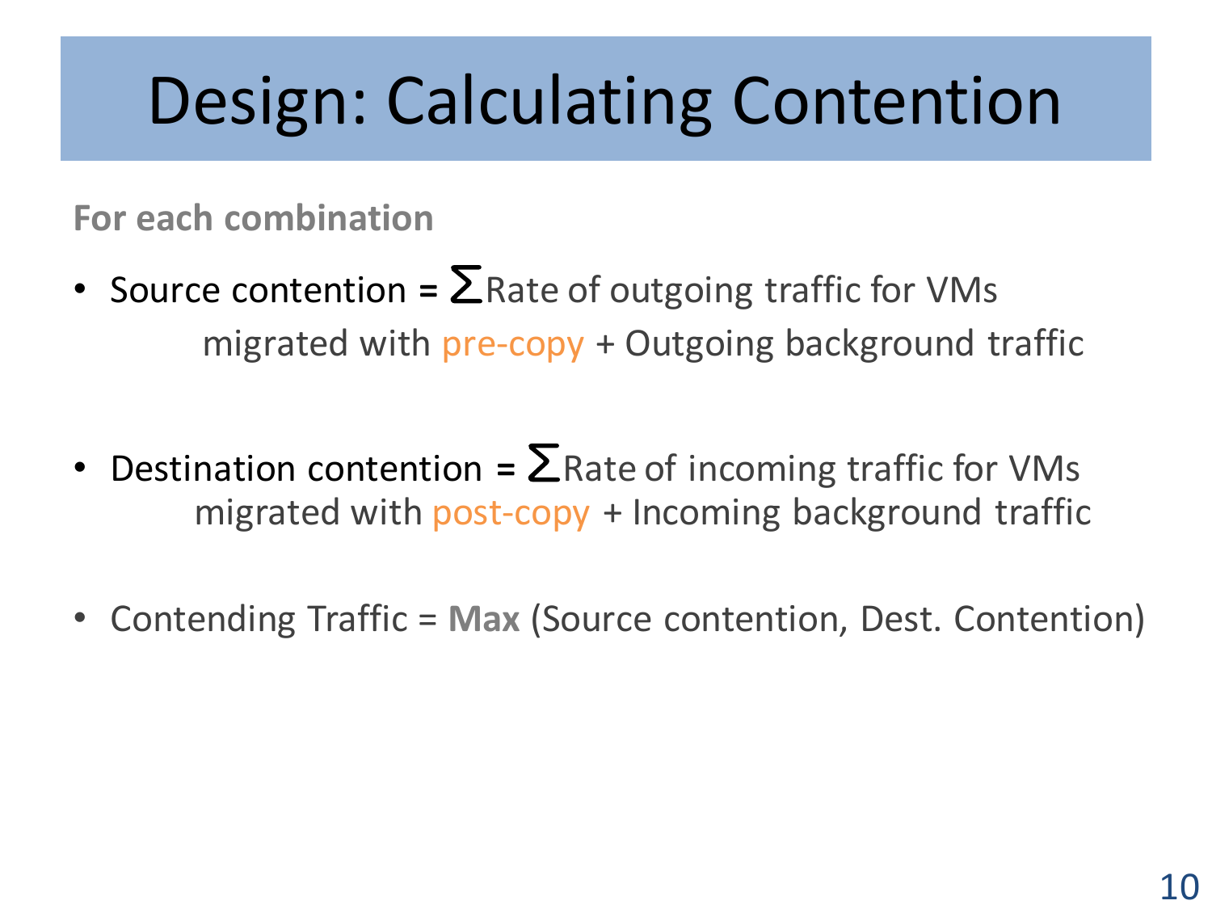# Design: Calculating Contention

**For each combination**

- Source contention = $\sum$Rate of outgoing traffic for VMs migrated with pre-copy + Outgoing background traffic

- Destination contention = $\sum$Rate of incoming traffic for VMs migrated with post-copy + Incoming background traffic

- Contending Traffic = **Max** (Source contention, Dest. Contention)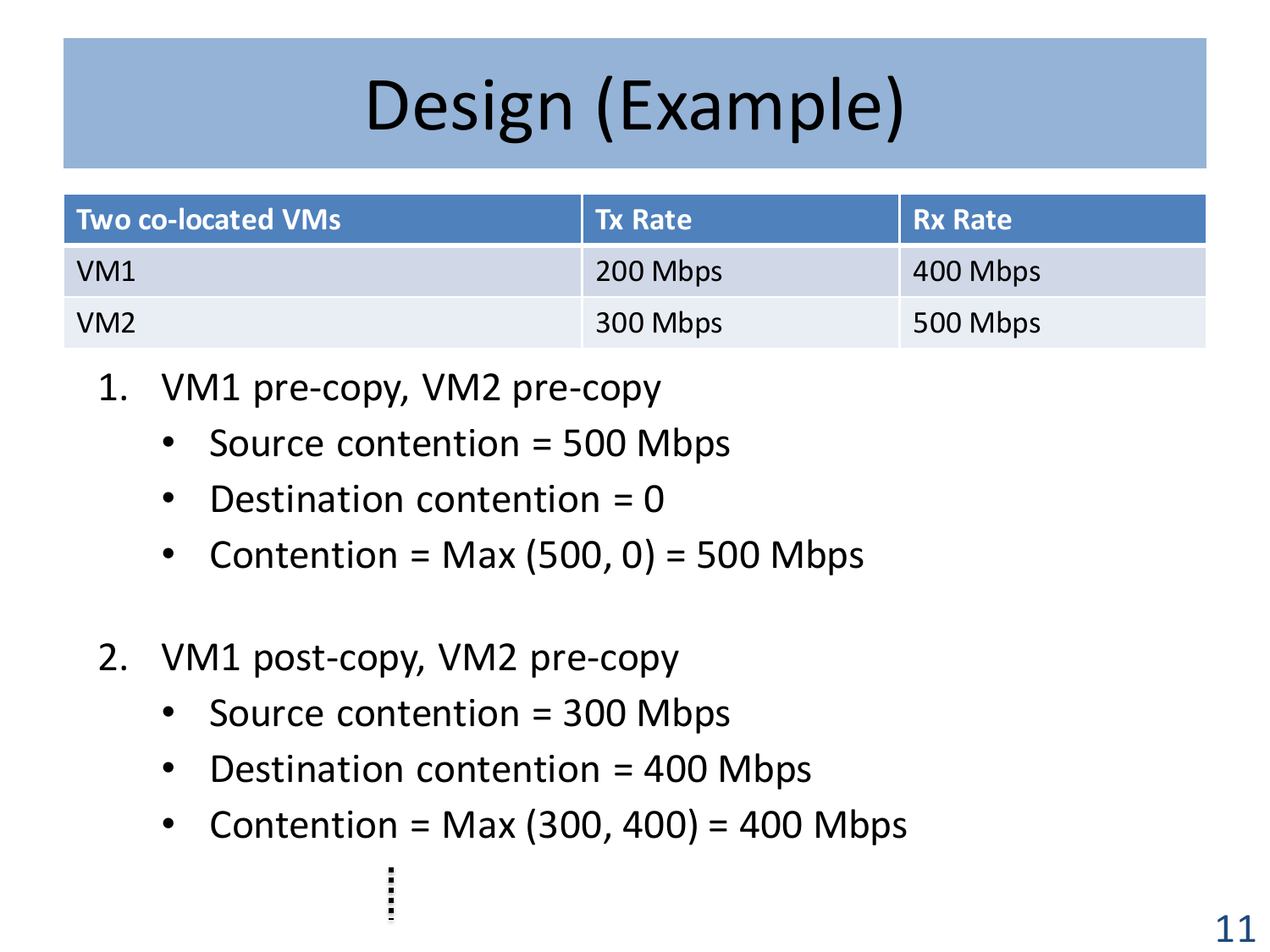# Design (Example)

| Two co-located VMs | Tx Rate | Rx Rate |
| --- | --- | --- |
| VM1 | 200 Mbps | 400 Mbps |
| VM2 | 300 Mbps | 500 Mbps |

1. VM1 pre-copy, VM2 pre-copy
   - Source contention = 500 Mbps
   - Destination contention = 0
   - Contention = Max (500, 0) = 500 Mbps

2. VM1 post-copy, VM2 pre-copy
   - Source contention = 300 Mbps
   - Destination contention = 400 Mbps
   - Contention = Max (300, 400) = 400 Mbps

⋮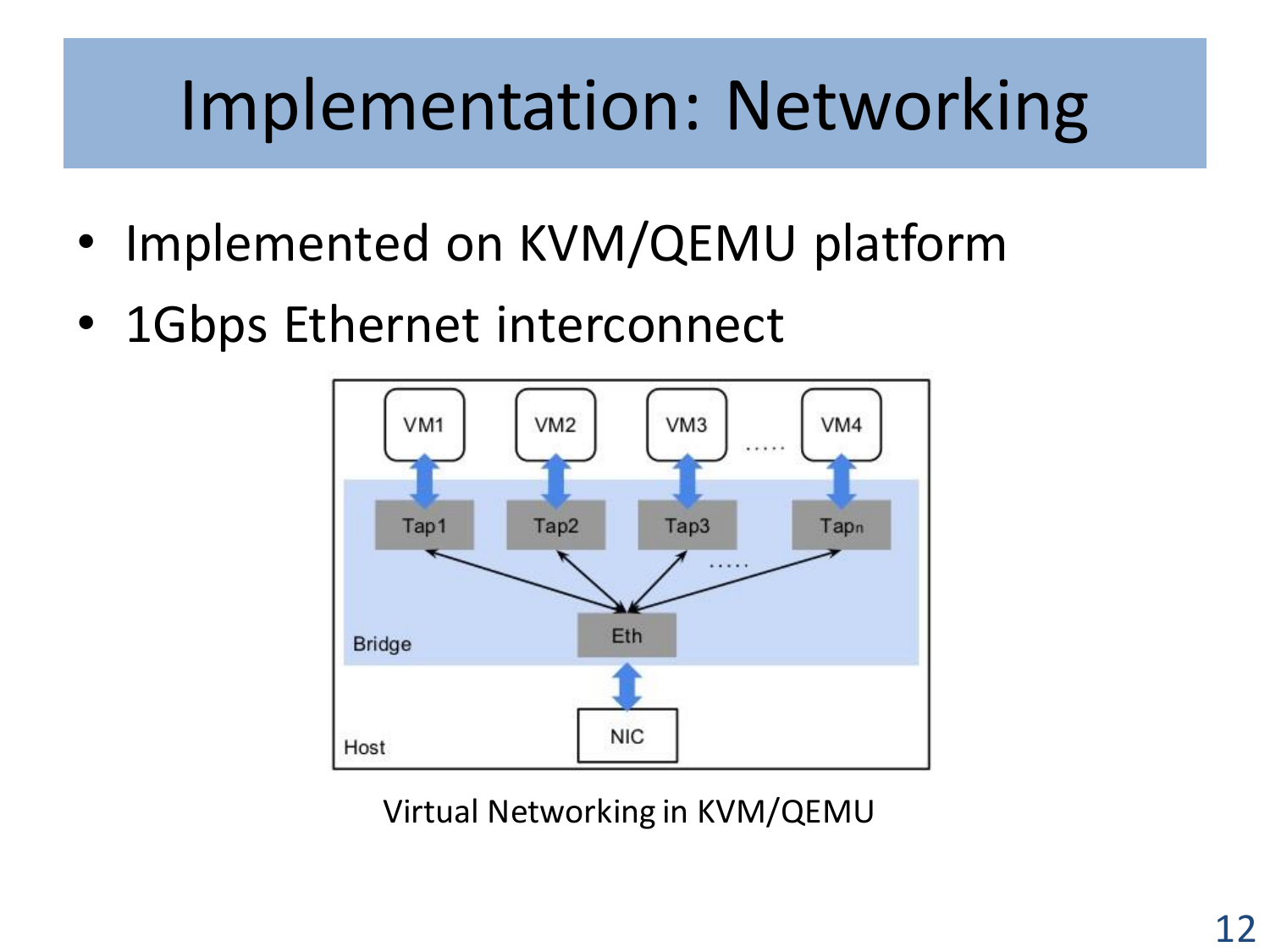# Implementation: Networking

- Implemented on KVM/QEMU platform
- 1Gbps Ethernet interconnect

Virtual Networking in KVM/QEMU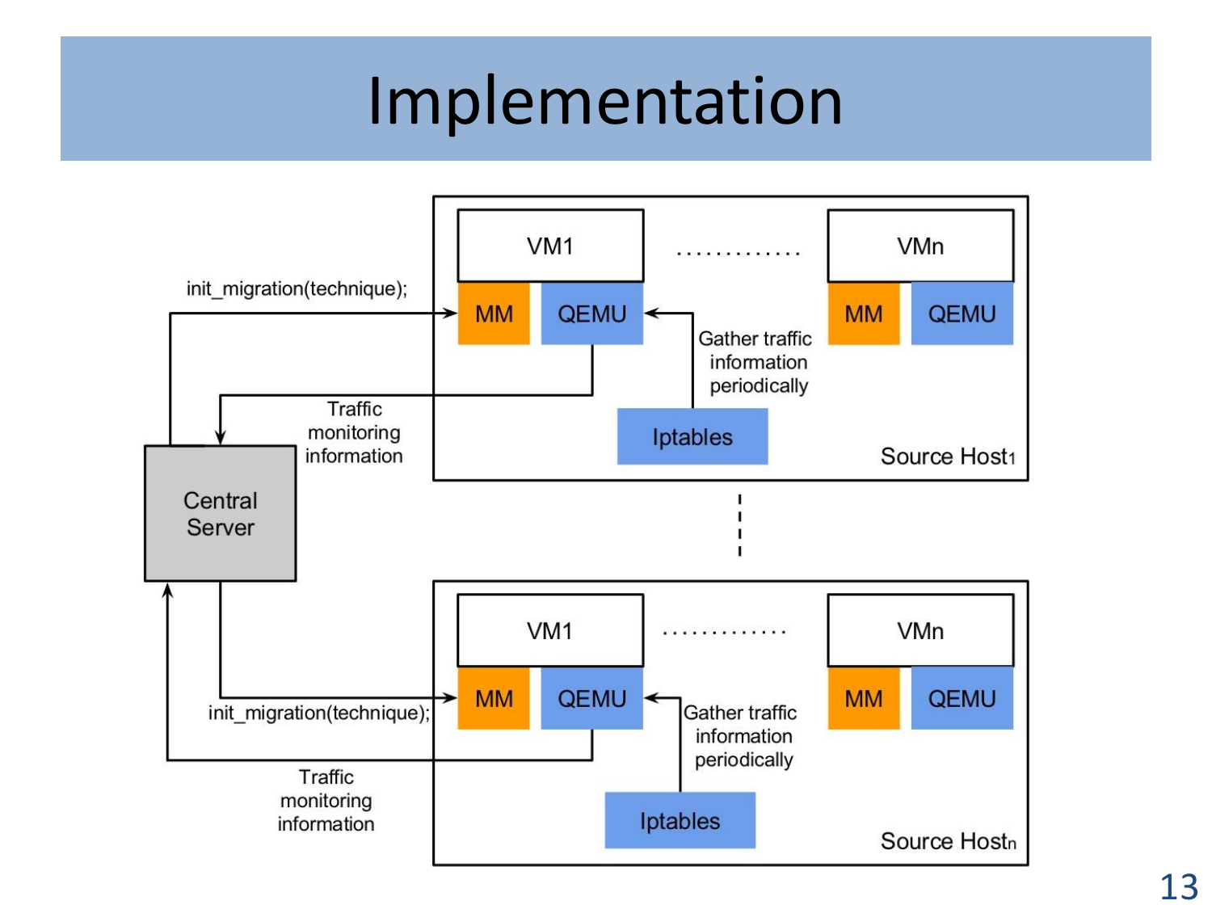# Implementation

Central Server

init_migration(technique);

Traffic monitoring information

VM1 ............. VMn

MM | QEMU ... MM | QEMU

Gather traffic information periodically

Iptables

Source Host1

init_migration(technique);

Traffic monitoring information

VM1 ............. VMn

MM | QEMU ... MM | QEMU

Gather traffic information periodically

Iptables

Source Hostn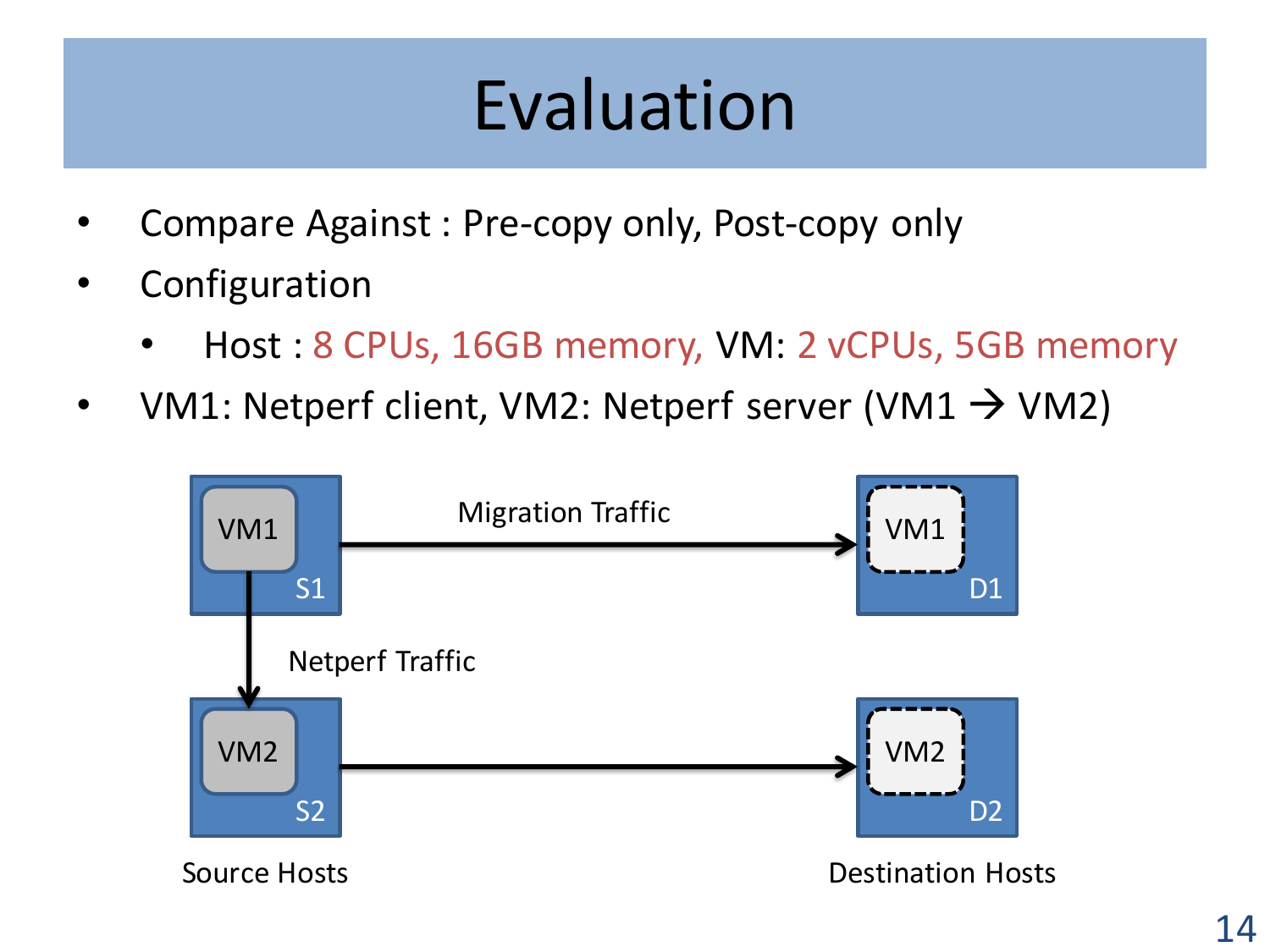# Evaluation

- Compare Against : Pre-copy only, Post-copy only
- Configuration
  - Host : 8 CPUs, 16GB memory, VM: 2 vCPUs, 5GB memory
- VM1: Netperf client, VM2: Netperf server (VM1 → VM2)

VM1 S1 — Migration Traffic → VM1 D1

Netperf Traffic (VM1 → VM2)

VM2 S2 → VM2 D2

Source Hosts — Destination Hosts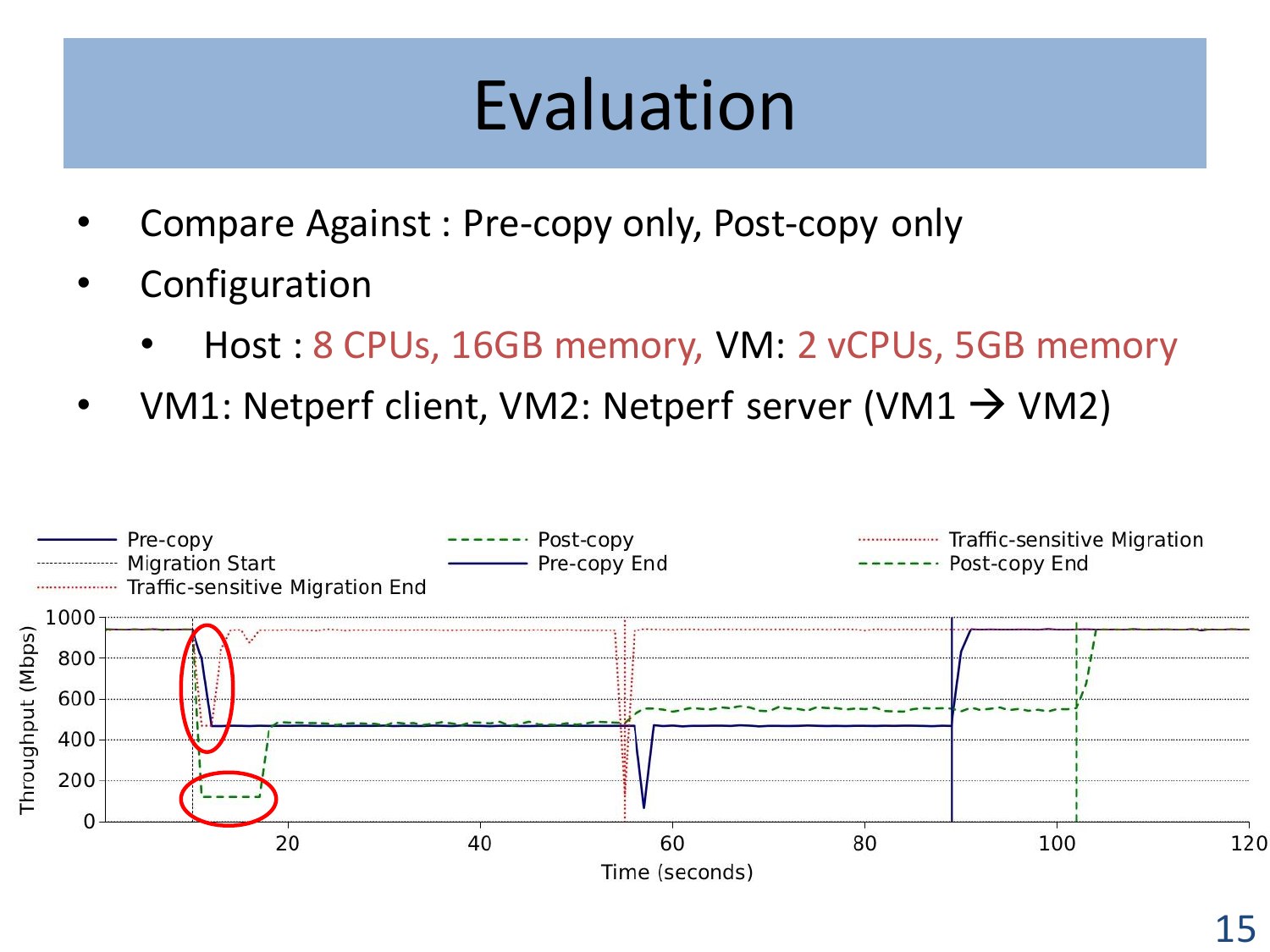# Evaluation

- Compare Against : Pre-copy only, Post-copy only
- Configuration
  - Host : 8 CPUs, 16GB memory, VM: 2 vCPUs, 5GB memory
- VM1: Netperf client, VM2: Netperf server (VM1 → VM2)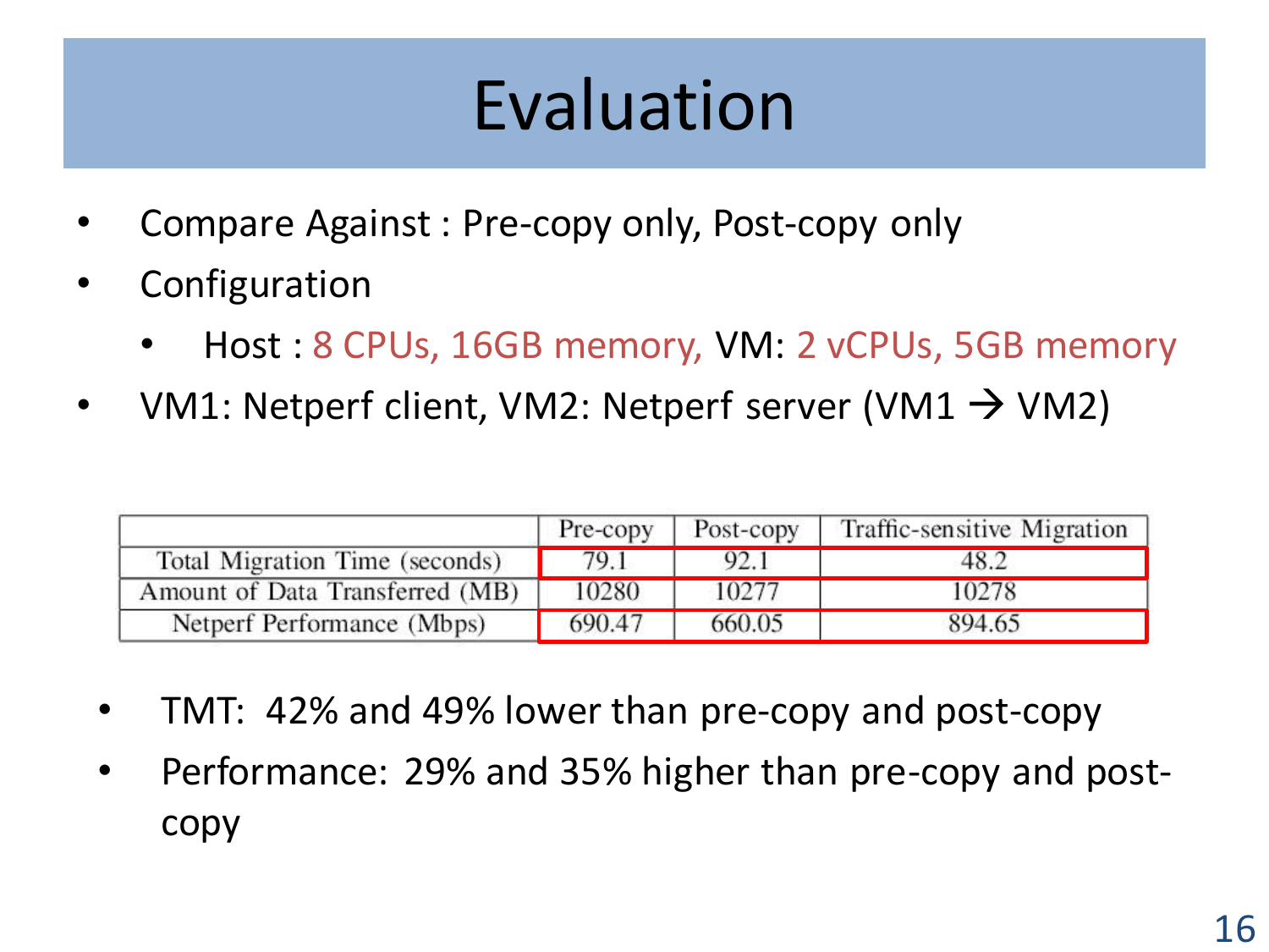# Evaluation

- Compare Against : Pre-copy only, Post-copy only
- Configuration
  - Host : 8 CPUs, 16GB memory, VM: 2 vCPUs, 5GB memory
- VM1: Netperf client, VM2: Netperf server (VM1 → VM2)

| | Pre-copy | Post-copy | Traffic-sensitive Migration |
|---|---|---|---|
| Total Migration Time (seconds) | 79.1 | 92.1 | 48.2 |
| Amount of Data Transferred (MB) | 10280 | 10277 | 10278 |
| Netperf Performance (Mbps) | 690.47 | 660.05 | 894.65 |

- TMT: 42% and 49% lower than pre-copy and post-copy
- Performance: 29% and 35% higher than pre-copy and post-copy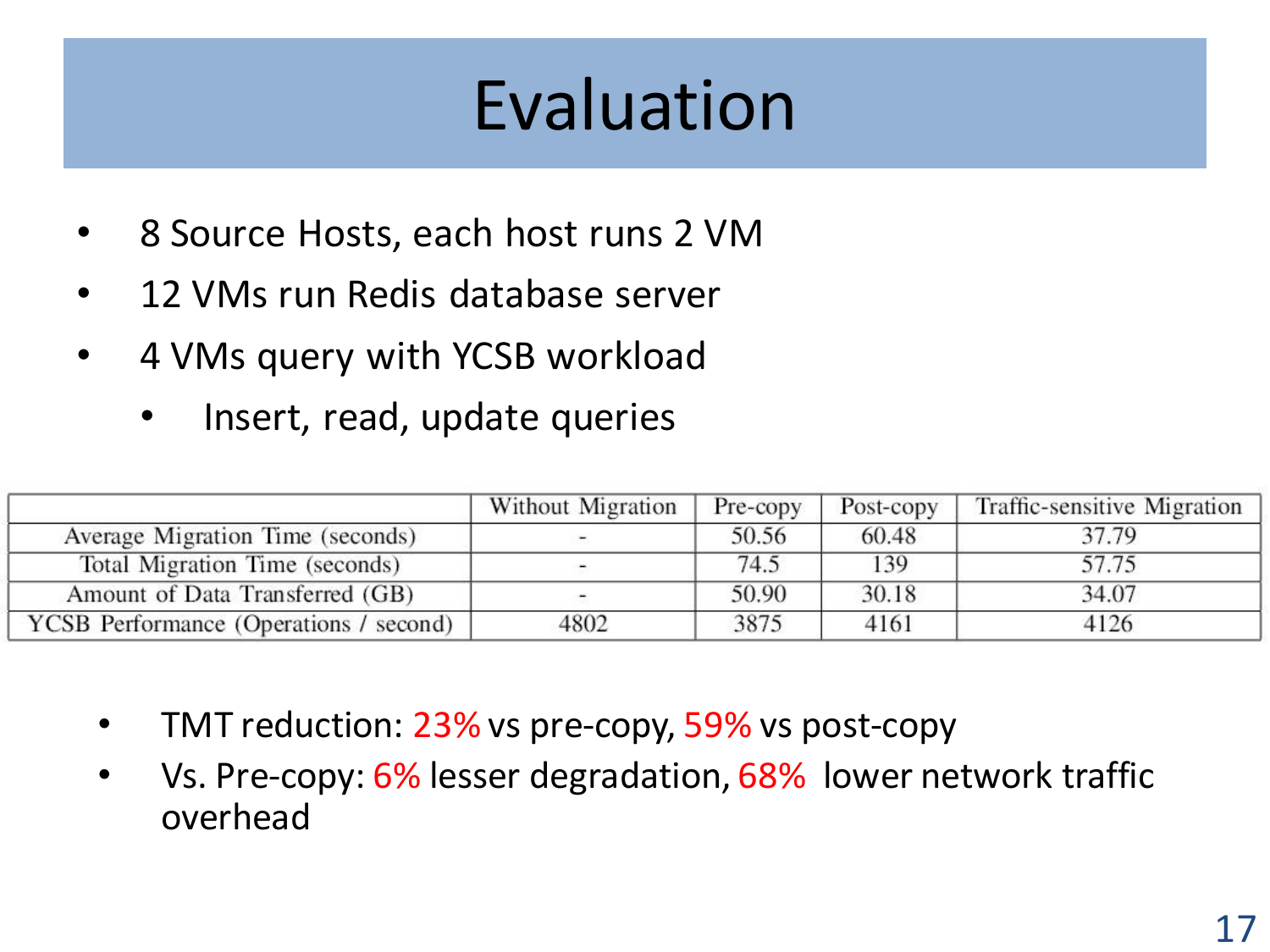# Evaluation

- 8 Source Hosts, each host runs 2 VM
- 12 VMs run Redis database server
- 4 VMs query with YCSB workload
  - Insert, read, update queries

| | Without Migration | Pre-copy | Post-copy | Traffic-sensitive Migration |
|---|---|---|---|---|
| Average Migration Time (seconds) | - | 50.56 | 60.48 | 37.79 |
| Total Migration Time (seconds) | - | 74.5 | 139 | 57.75 |
| Amount of Data Transferred (GB) | - | 50.90 | 30.18 | 34.07 |
| YCSB Performance (Operations / second) | 4802 | 3875 | 4161 | 4126 |

- TMT reduction: 23% vs pre-copy, 59% vs post-copy
- Vs. Pre-copy: 6% lesser degradation, 68% lower network traffic overhead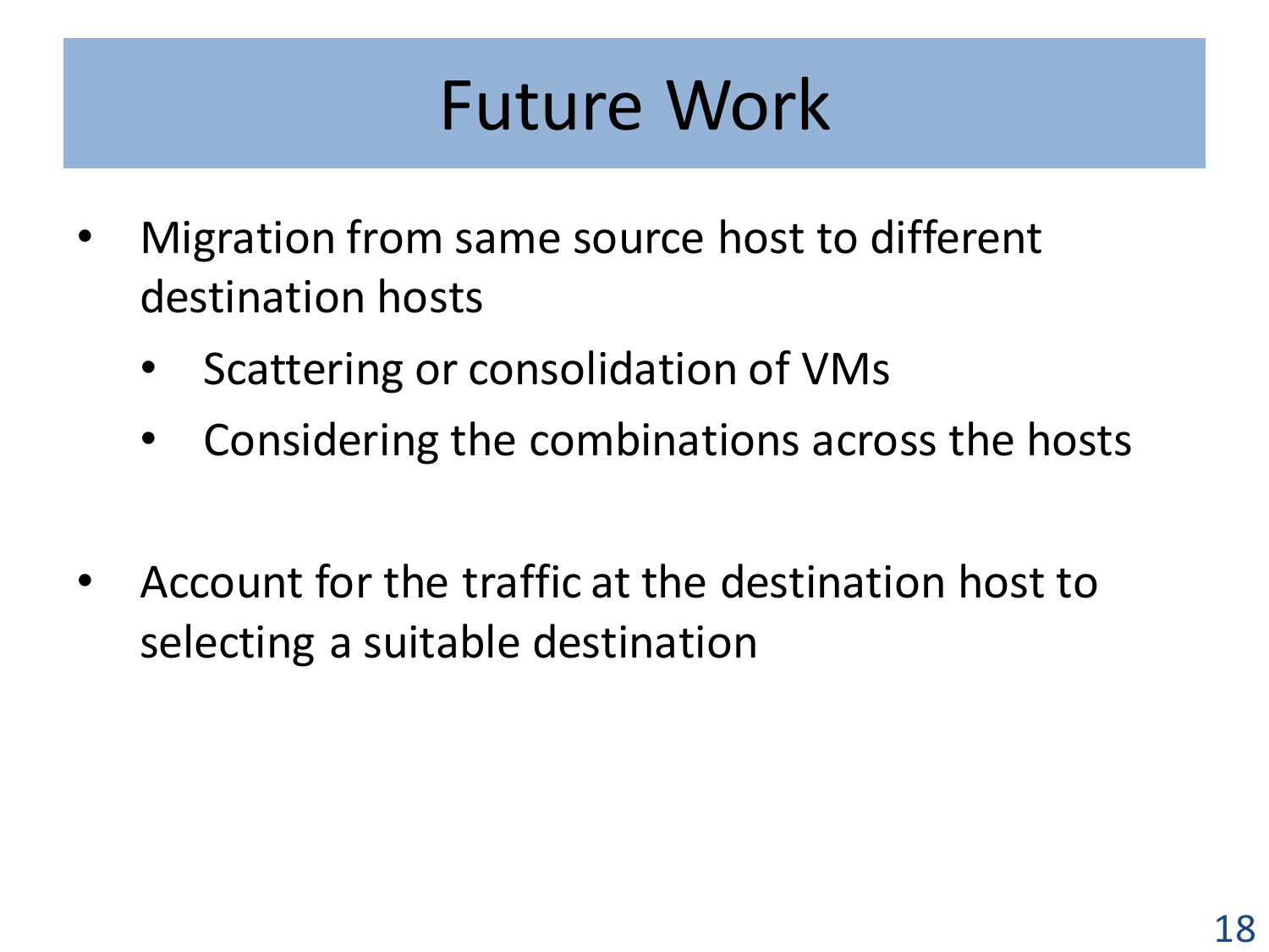# Future Work

- Migration from same source host to different destination hosts
  - Scattering or consolidation of VMs
  - Considering the combinations across the hosts

- Account for the traffic at the destination host to selecting a suitable destination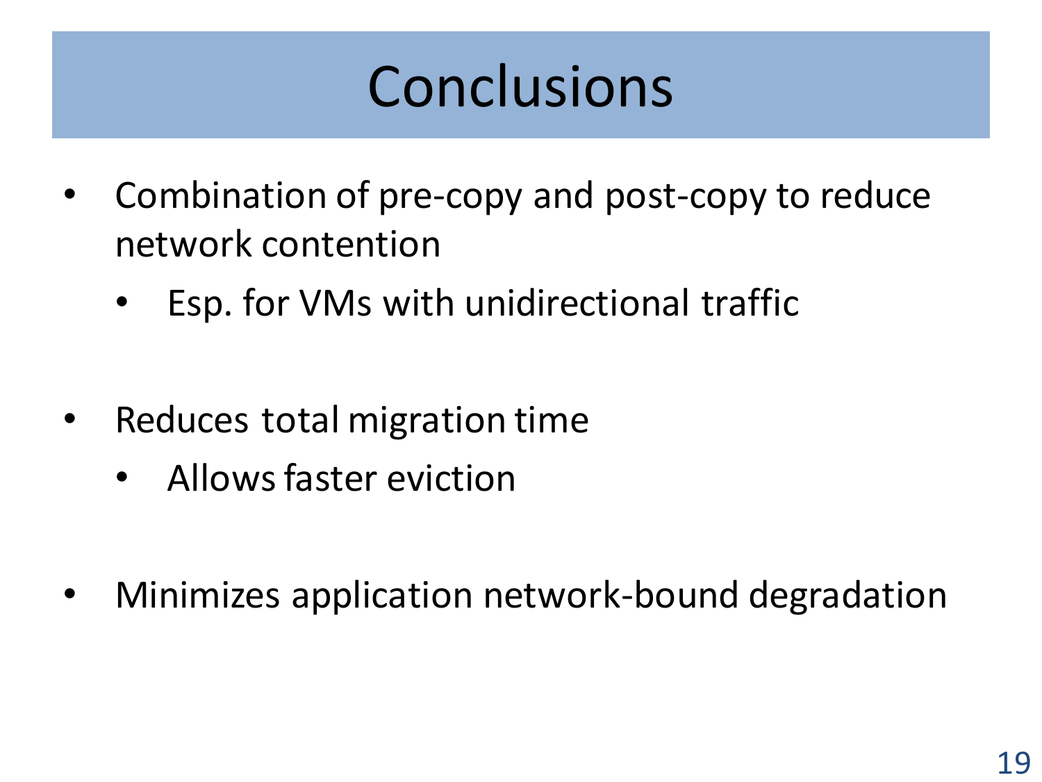# Conclusions

- Combination of pre-copy and post-copy to reduce network contention
  - Esp. for VMs with unidirectional traffic
- Reduces total migration time
  - Allows faster eviction
- Minimizes application network-bound degradation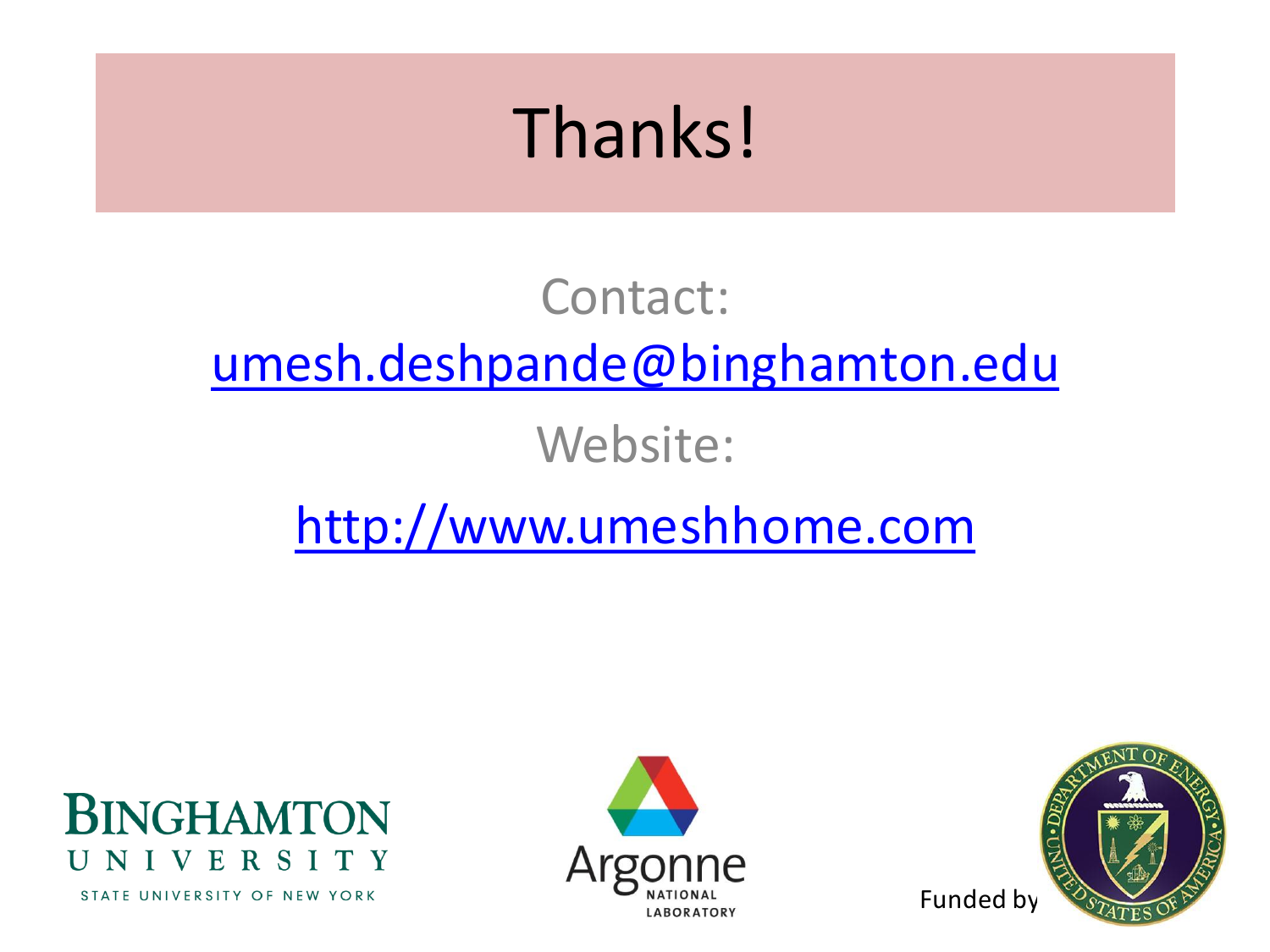# Thanks!

Contact:

umesh.deshpande@binghamton.edu

Website:

http://www.umeshhome.com

Funded by